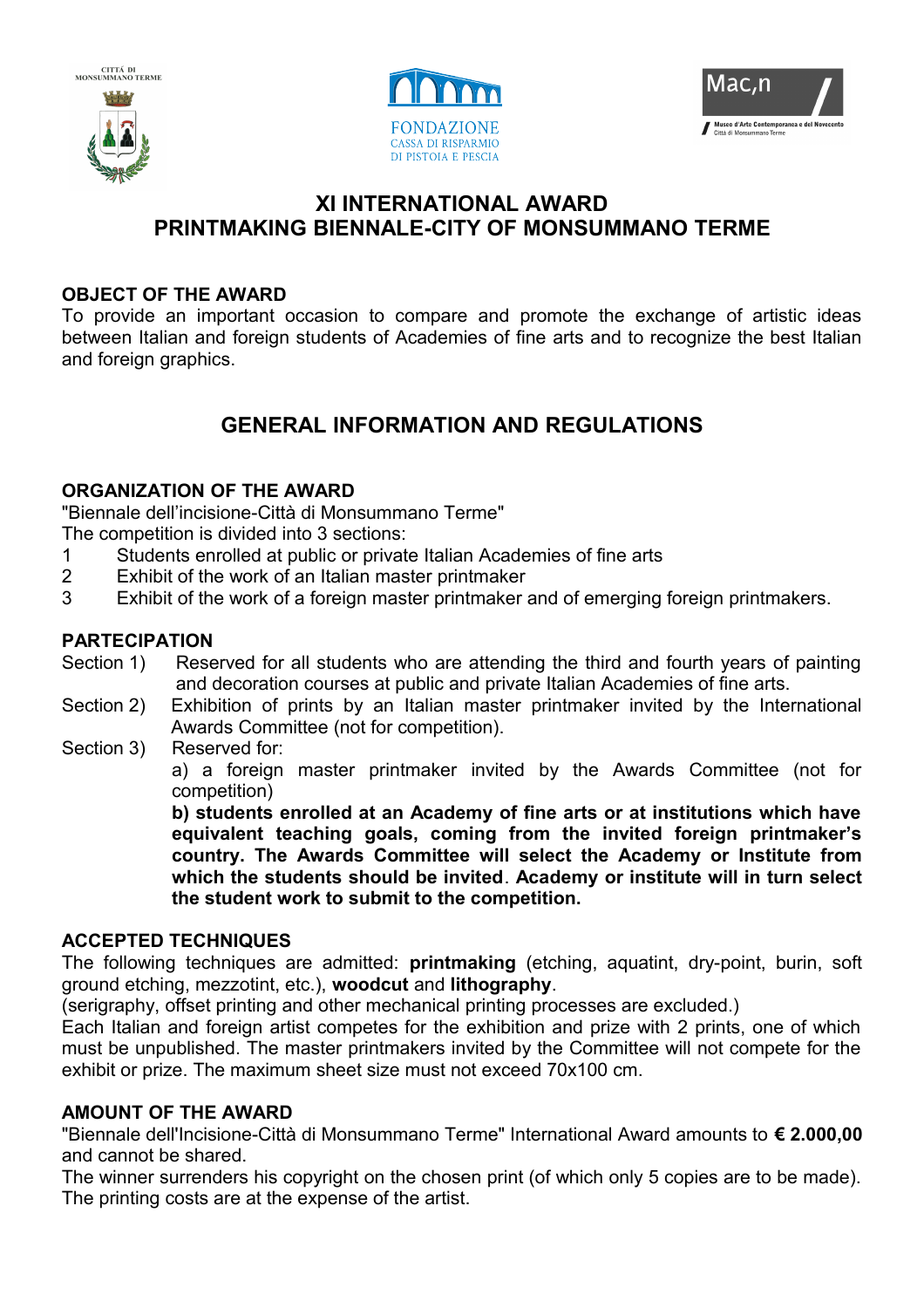# XI INTERNATIONAL AWARD
# PRINTMAKING BIENNALE-CITY OF MONSUMMANO TERME

## OBJECT OF THE AWARD

To provide an important occasion to compare and promote the exchange of artistic ideas between Italian and foreign students of Academies of fine arts and to recognize the best Italian and foreign graphics.

## GENERAL INFORMATION AND REGULATIONS

### ORGANIZATION OF THE AWARD

"Biennale dell'incisione-Città di Monsummano Terme"

The competition is divided into 3 sections:

1. Students enrolled at public or private Italian Academies of fine arts
2. Exhibit of the work of an Italian master printmaker
3. Exhibit of the work of a foreign master printmaker and of emerging foreign printmakers.

### PARTECIPATION

Section 1) Reserved for all students who are attending the third and fourth years of painting and decoration courses at public and private Italian Academies of fine arts.

Section 2) Exhibition of prints by an Italian master printmaker invited by the International Awards Committee (not for competition).

Section 3) Reserved for:

a) a foreign master printmaker invited by the Awards Committee (not for competition)

**b) students enrolled at an Academy of fine arts or at institutions which have equivalent teaching goals, coming from the invited foreign printmaker's country. The Awards Committee will select the Academy or Institute from which the students should be invited**. **Academy or institute will in turn select the student work to submit to the competition.**

### ACCEPTED TECHNIQUES

The following techniques are admitted: **printmaking** (etching, aquatint, dry-point, burin, soft ground etching, mezzotint, etc.), **woodcut** and **lithography**.

(serigraphy, offset printing and other mechanical printing processes are excluded.)

Each Italian and foreign artist competes for the exhibition and prize with 2 prints, one of which must be unpublished. The master printmakers invited by the Committee will not compete for the exhibit or prize. The maximum sheet size must not exceed 70x100 cm.

### AMOUNT OF THE AWARD

"Biennale dell'Incisione-Città di Monsummano Terme" International Award amounts to **€ 2.000,00** and cannot be shared.

The winner surrenders his copyright on the chosen print (of which only 5 copies are to be made). The printing costs are at the expense of the artist.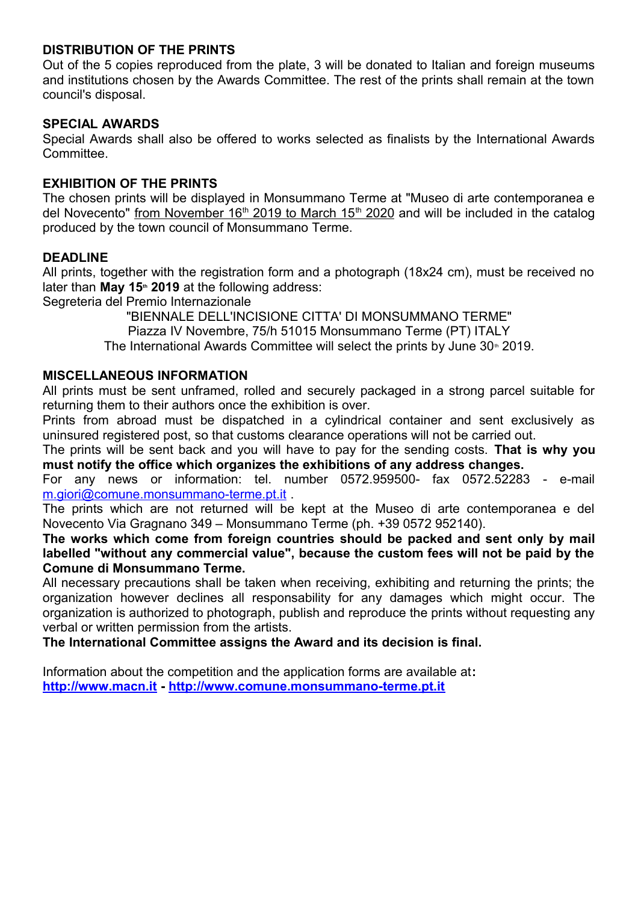## DISTRIBUTION OF THE PRINTS

Out of the 5 copies reproduced from the plate, 3 will be donated to Italian and foreign museums and institutions chosen by the Awards Committee. The rest of the prints shall remain at the town council's disposal.

## SPECIAL AWARDS

Special Awards shall also be offered to works selected as finalists by the International Awards Committee.

## EXHIBITION OF THE PRINTS

The chosen prints will be displayed in Monsummano Terme at "Museo di arte contemporanea e del Novecento" from November 16th 2019 to March 15th 2020 and will be included in the catalog produced by the town council of Monsummano Terme.

## DEADLINE

All prints, together with the registration form and a photograph (18x24 cm), must be received no later than **May 15th 2019** at the following address:

Segreteria del Premio Internazionale

"BIENNALE DELL'INCISIONE CITTA' DI MONSUMMANO TERME"

Piazza IV Novembre, 75/h 51015 Monsummano Terme (PT) ITALY

The International Awards Committee will select the prints by June 30th 2019.

## MISCELLANEOUS INFORMATION

All prints must be sent unframed, rolled and securely packaged in a strong parcel suitable for returning them to their authors once the exhibition is over.

Prints from abroad must be dispatched in a cylindrical container and sent exclusively as uninsured registered post, so that customs clearance operations will not be carried out.

The prints will be sent back and you will have to pay for the sending costs. **That is why you must notify the office which organizes the exhibitions of any address changes.**

For any news or information: tel. number 0572.959500- fax 0572.52283 - e-mail m.giori@comune.monsummano-terme.pt.it .

The prints which are not returned will be kept at the Museo di arte contemporanea e del Novecento Via Gragnano 349 – Monsummano Terme (ph. +39 0572 952140).

**The works which come from foreign countries should be packed and sent only by mail labelled "without any commercial value", because the custom fees will not be paid by the Comune di Monsummano Terme.**

All necessary precautions shall be taken when receiving, exhibiting and returning the prints; the organization however declines all responsability for any damages which might occur. The organization is authorized to photograph, publish and reproduce the prints without requesting any verbal or written permission from the artists.

**The International Committee assigns the Award and its decision is final.**

Information about the competition and the application forms are available at**:**
**http://www.macn.it - http://www.comune.monsummano-terme.pt.it**